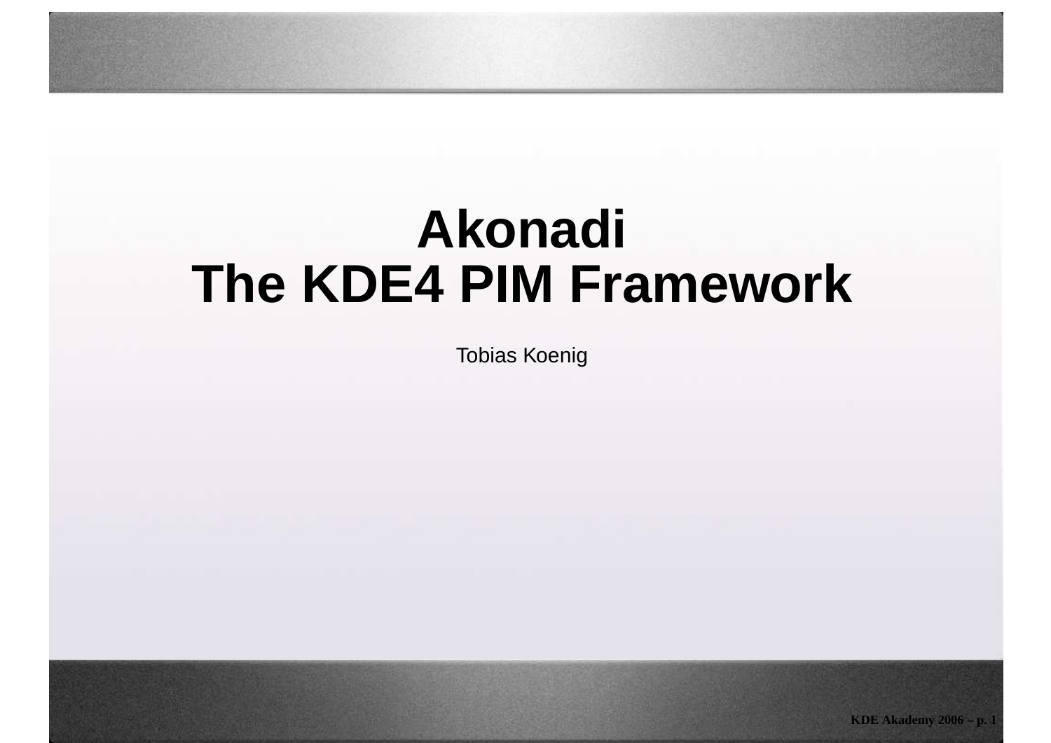# Akonadi
# The KDE4 PIM Framework

Tobias Koenig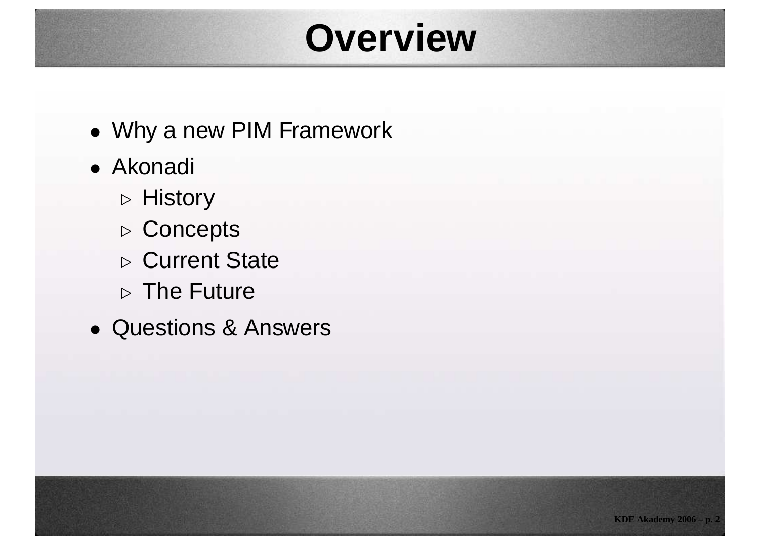# Overview

- Why a new PIM Framework
- Akonadi
  - History
  - Concepts
  - Current State
  - The Future
- Questions & Answers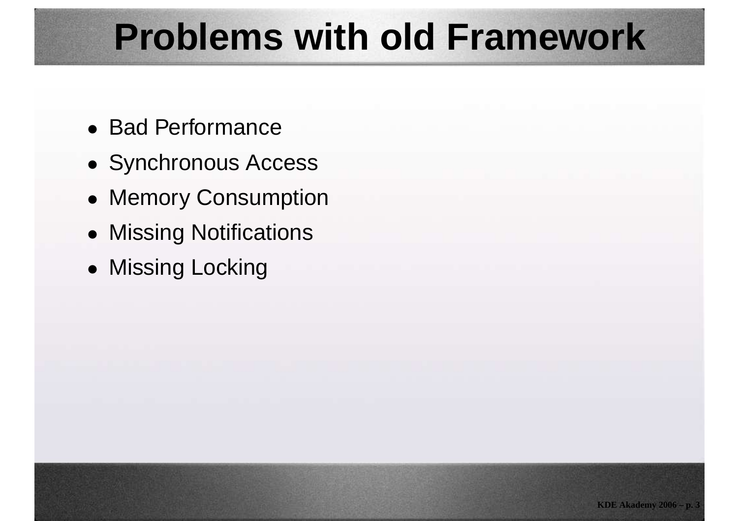# Problems with old Framework

- Bad Performance
- Synchronous Access
- Memory Consumption
- Missing Notifications
- Missing Locking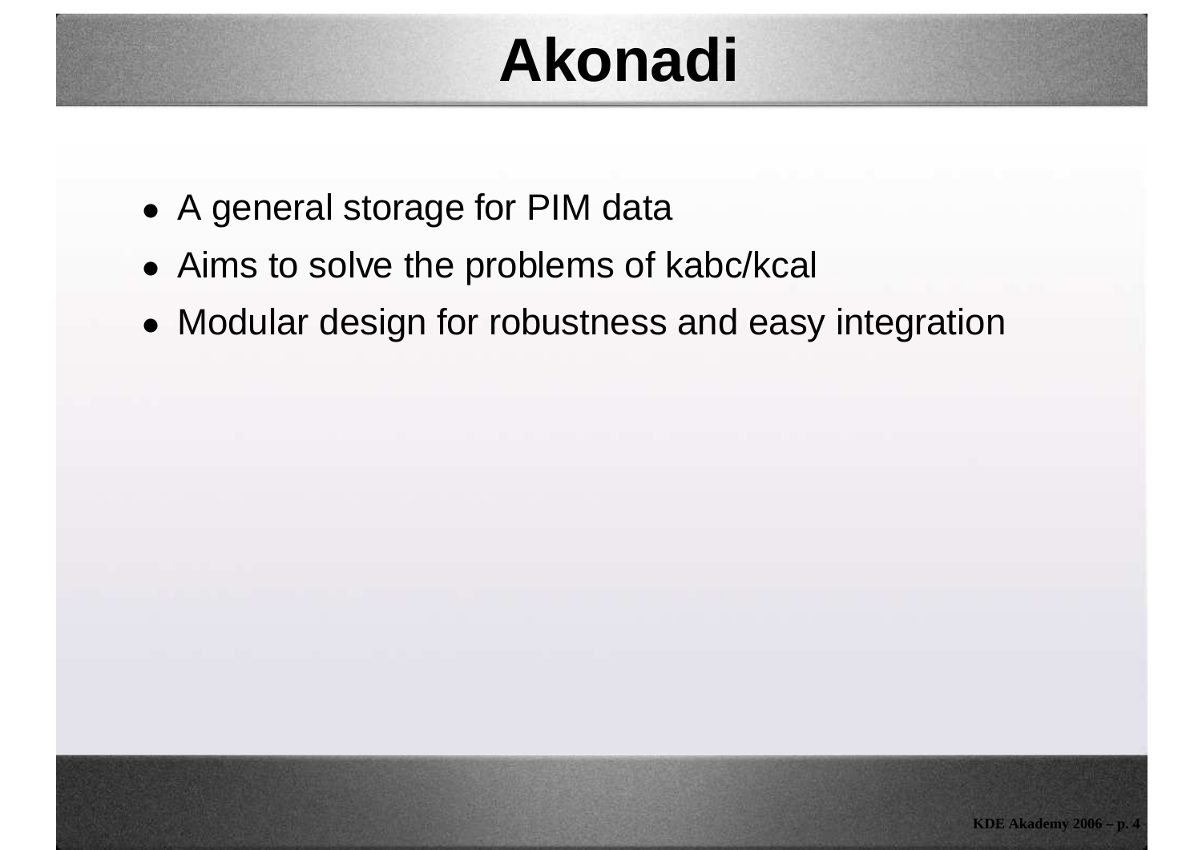# Akonadi

- A general storage for PIM data
- Aims to solve the problems of kabc/kcal
- Modular design for robustness and easy integration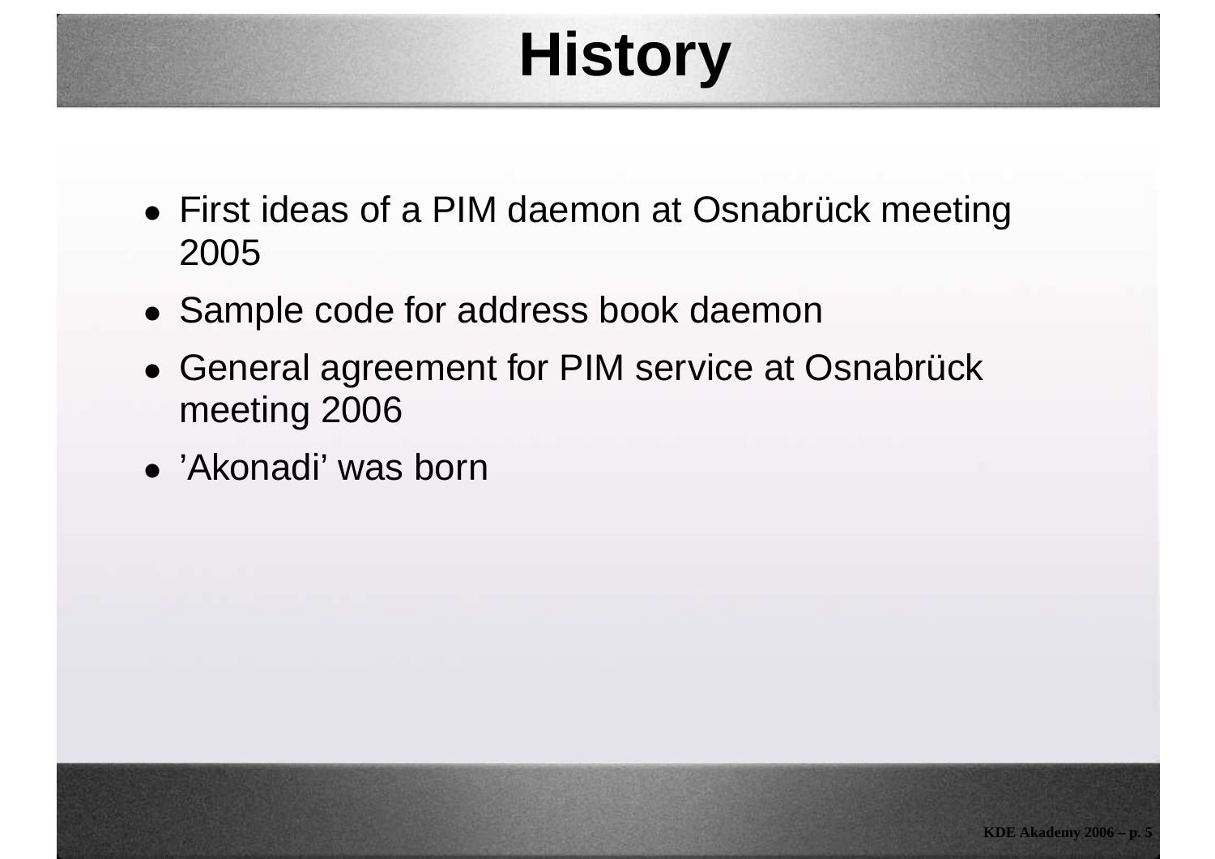# History

- First ideas of a PIM daemon at Osnabrück meeting 2005
- Sample code for address book daemon
- General agreement for PIM service at Osnabrück meeting 2006
- 'Akonadi' was born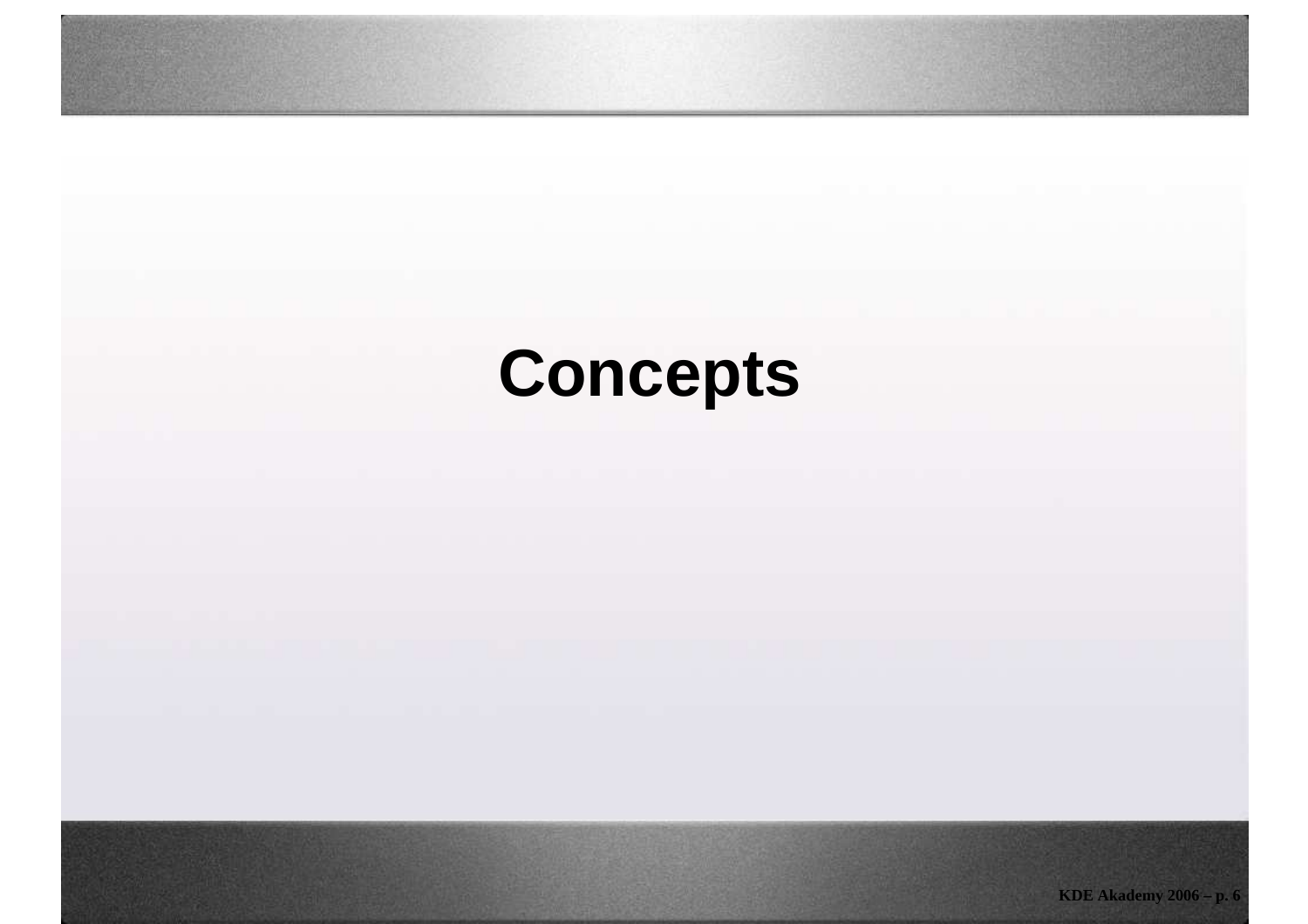# Concepts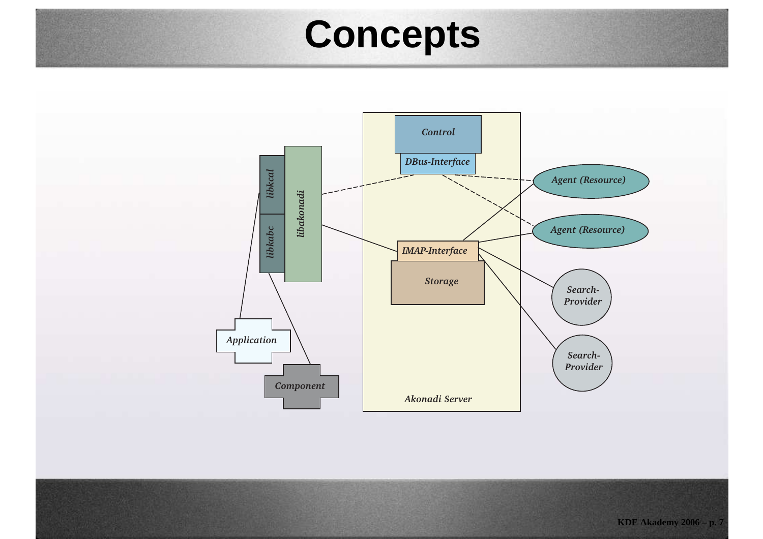# Concepts

Control

DBus-Interface

libkcal

libkabc

libakonadi

Agent (Resource)

Agent (Resource)

IMAP-Interface

Storage

Search-Provider

Search-Provider

Application

Component

Akonadi Server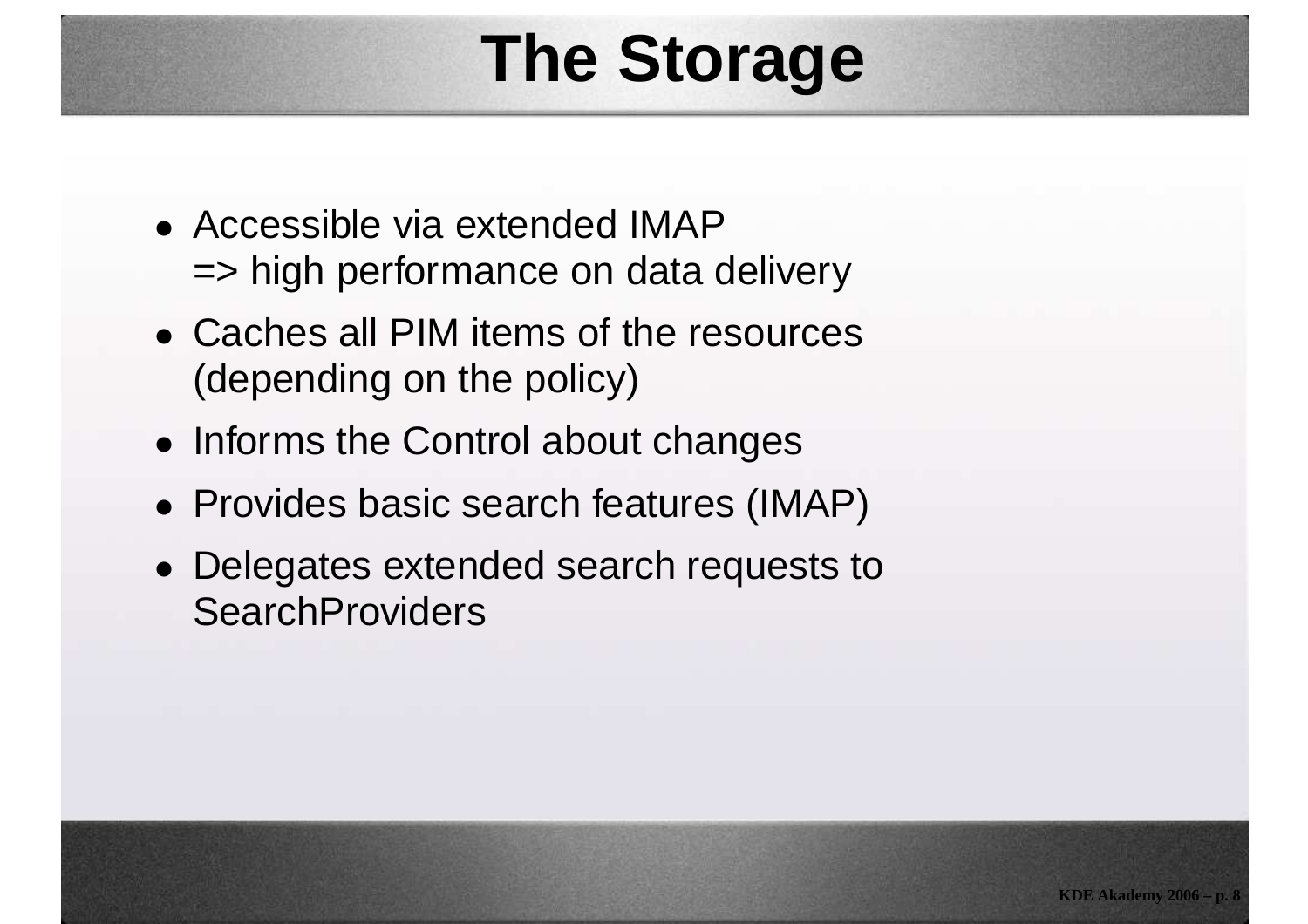# The Storage

- Accessible via extended IMAP
  => high performance on data delivery
- Caches all PIM items of the resources (depending on the policy)
- Informs the Control about changes
- Provides basic search features (IMAP)
- Delegates extended search requests to SearchProviders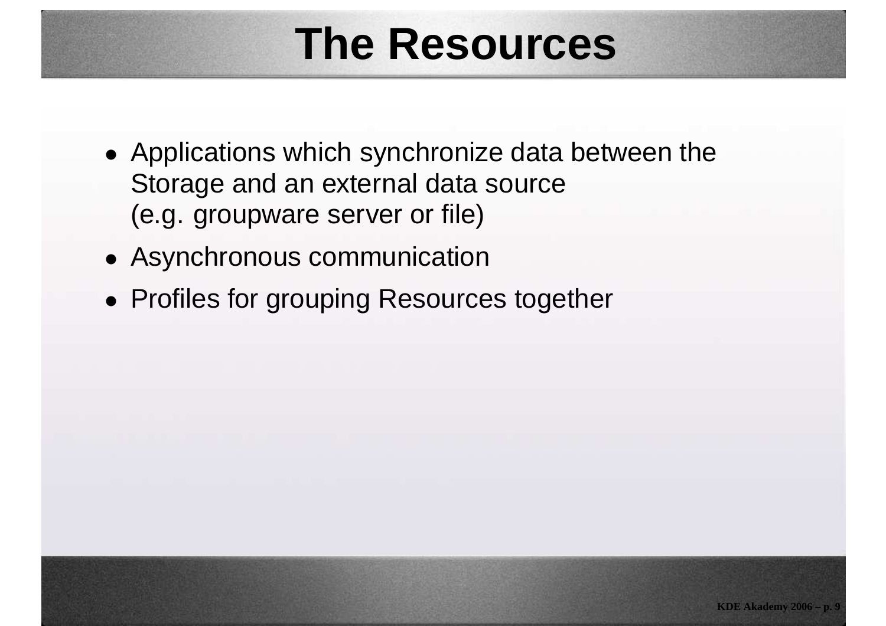# The Resources

- Applications which synchronize data between the Storage and an external data source (e.g. groupware server or file)
- Asynchronous communication
- Profiles for grouping Resources together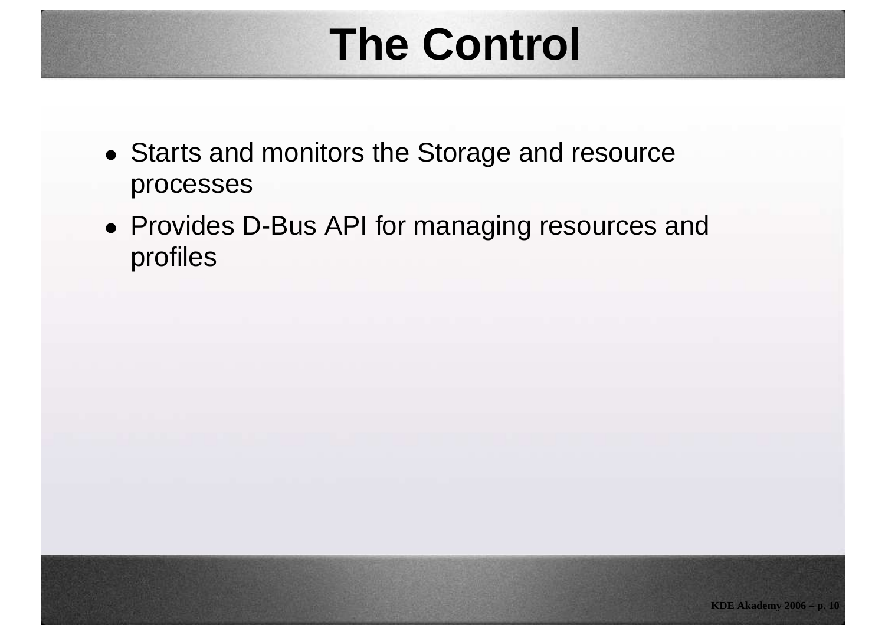# The Control

- Starts and monitors the Storage and resource processes
- Provides D-Bus API for managing resources and profiles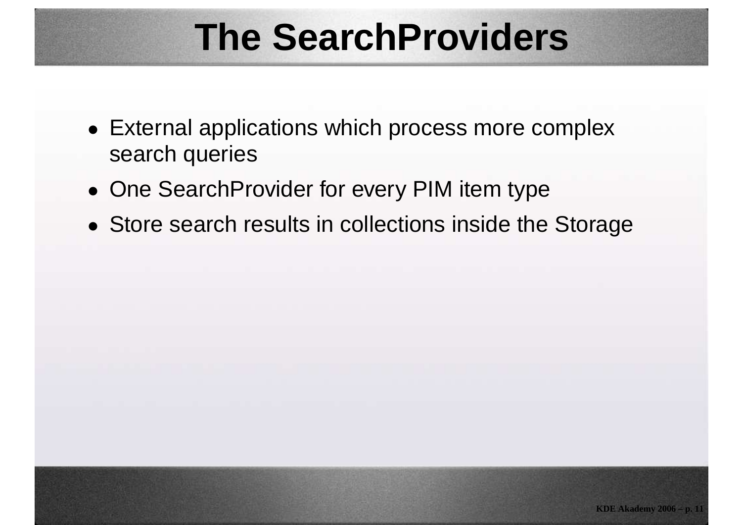# The SearchProviders

- External applications which process more complex search queries
- One SearchProvider for every PIM item type
- Store search results in collections inside the Storage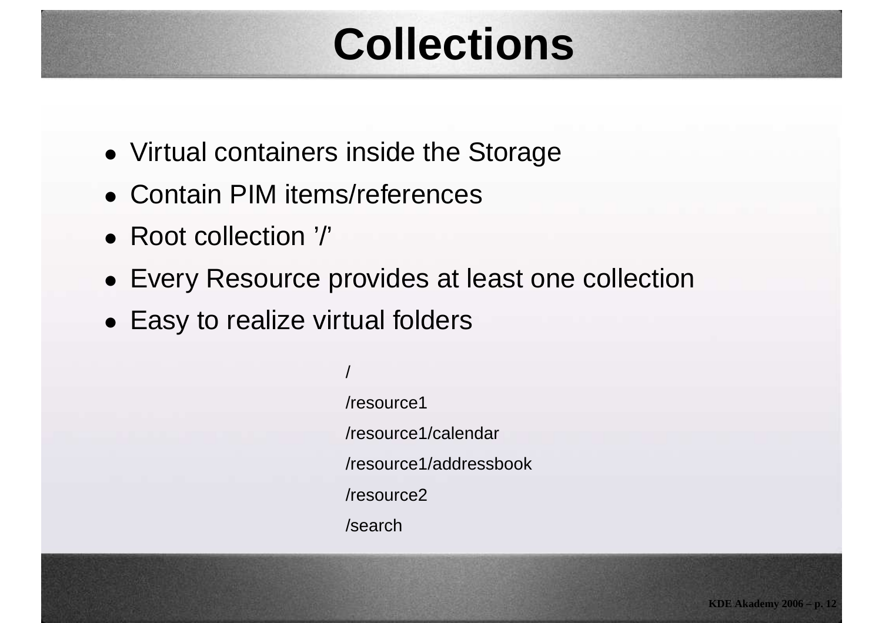# Collections

- Virtual containers inside the Storage
- Contain PIM items/references
- Root collection '/'
- Every Resource provides at least one collection
- Easy to realize virtual folders

```
/
/resource1
/resource1/calendar
/resource1/addressbook
/resource2
/search
```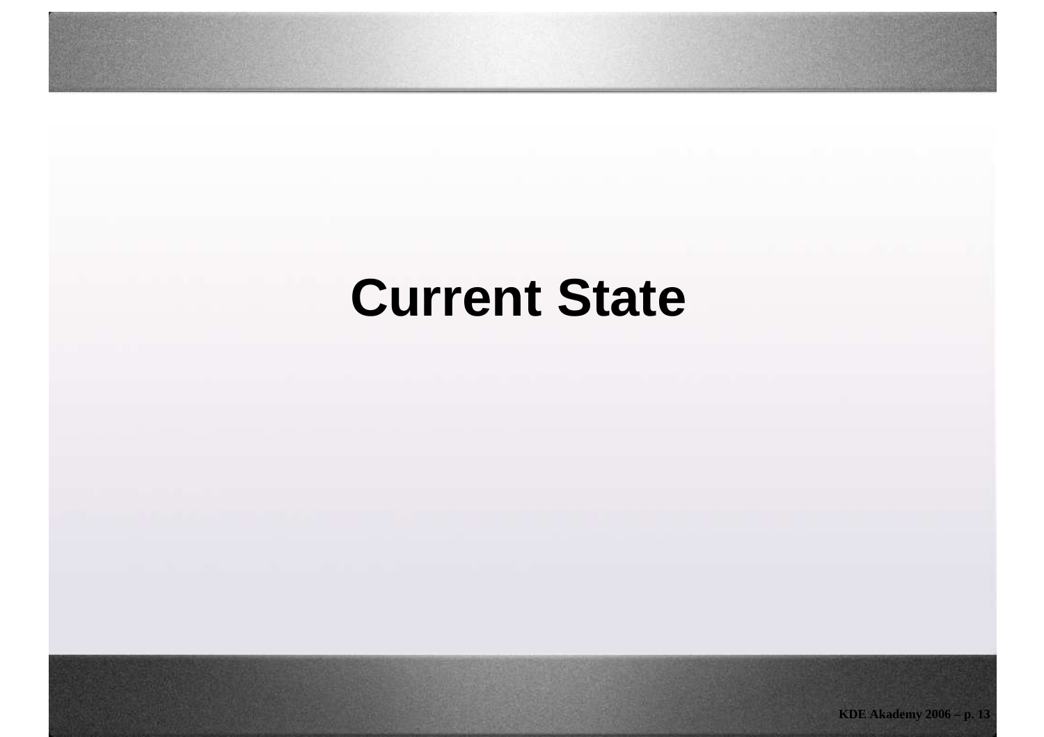# Current State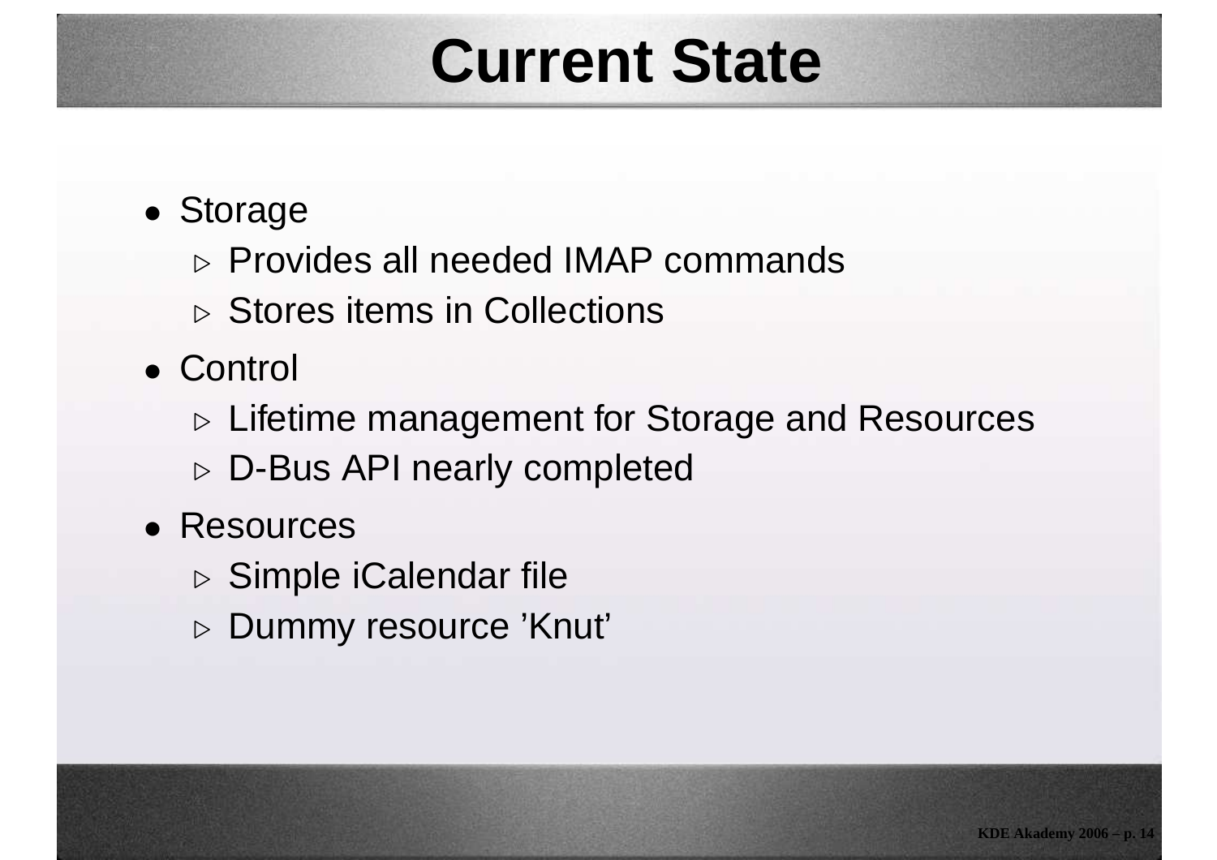# Current State

- Storage
  - Provides all needed IMAP commands
  - Stores items in Collections
- Control
  - Lifetime management for Storage and Resources
  - D-Bus API nearly completed
- Resources
  - Simple iCalendar file
  - Dummy resource 'Knut'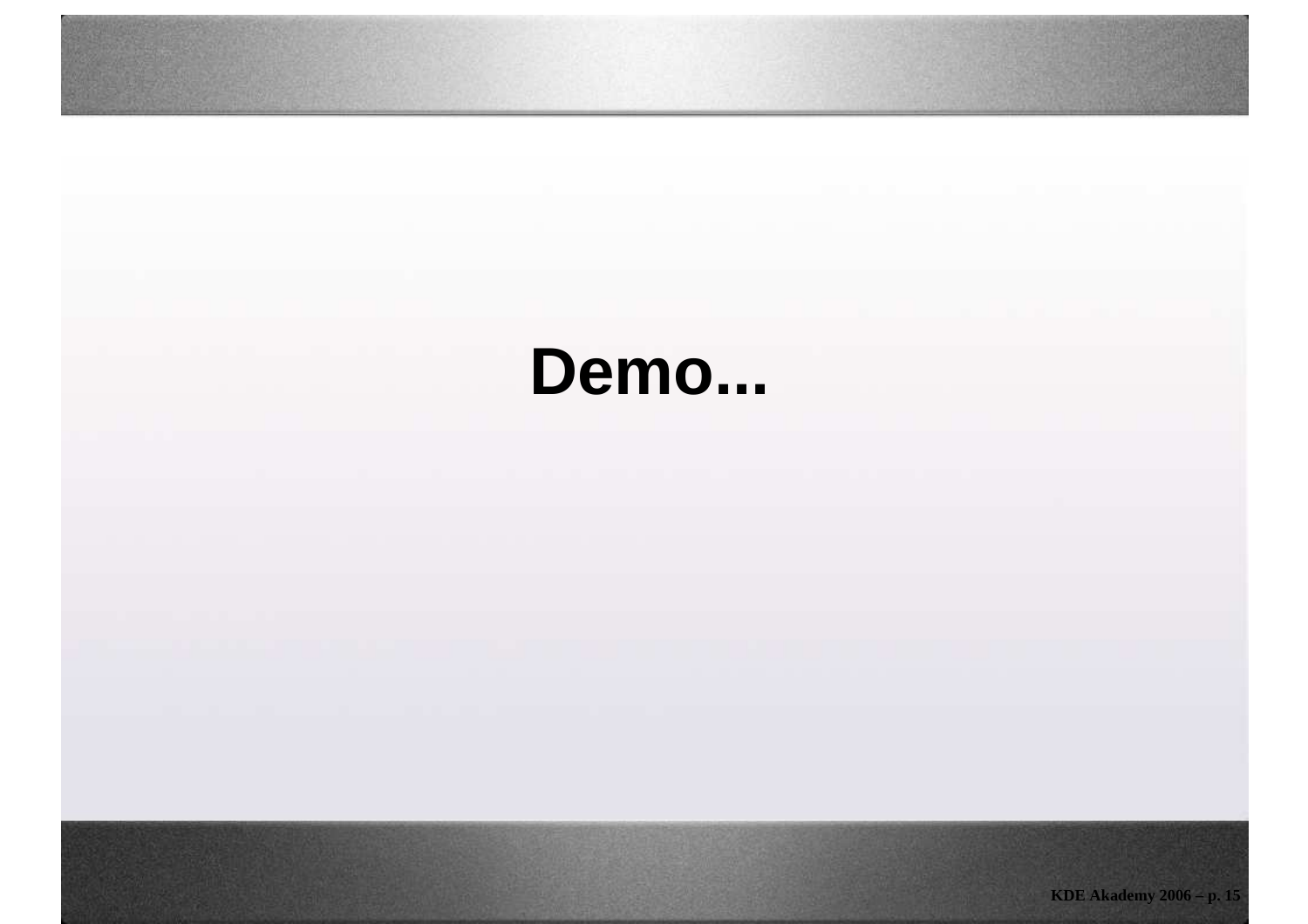# Demo...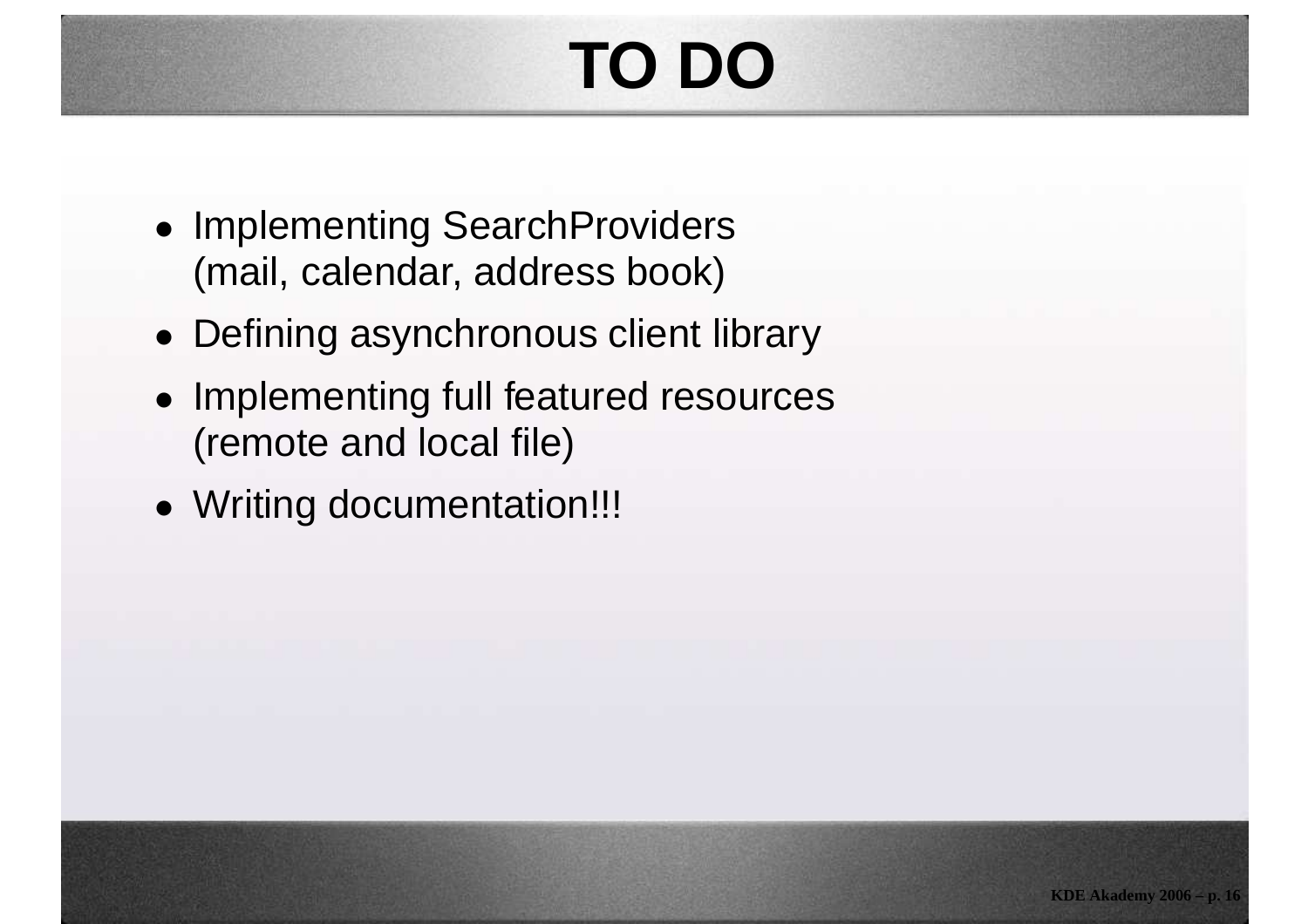# TO DO

- Implementing SearchProviders
  (mail, calendar, address book)
- Defining asynchronous client library
- Implementing full featured resources
  (remote and local file)
- Writing documentation!!!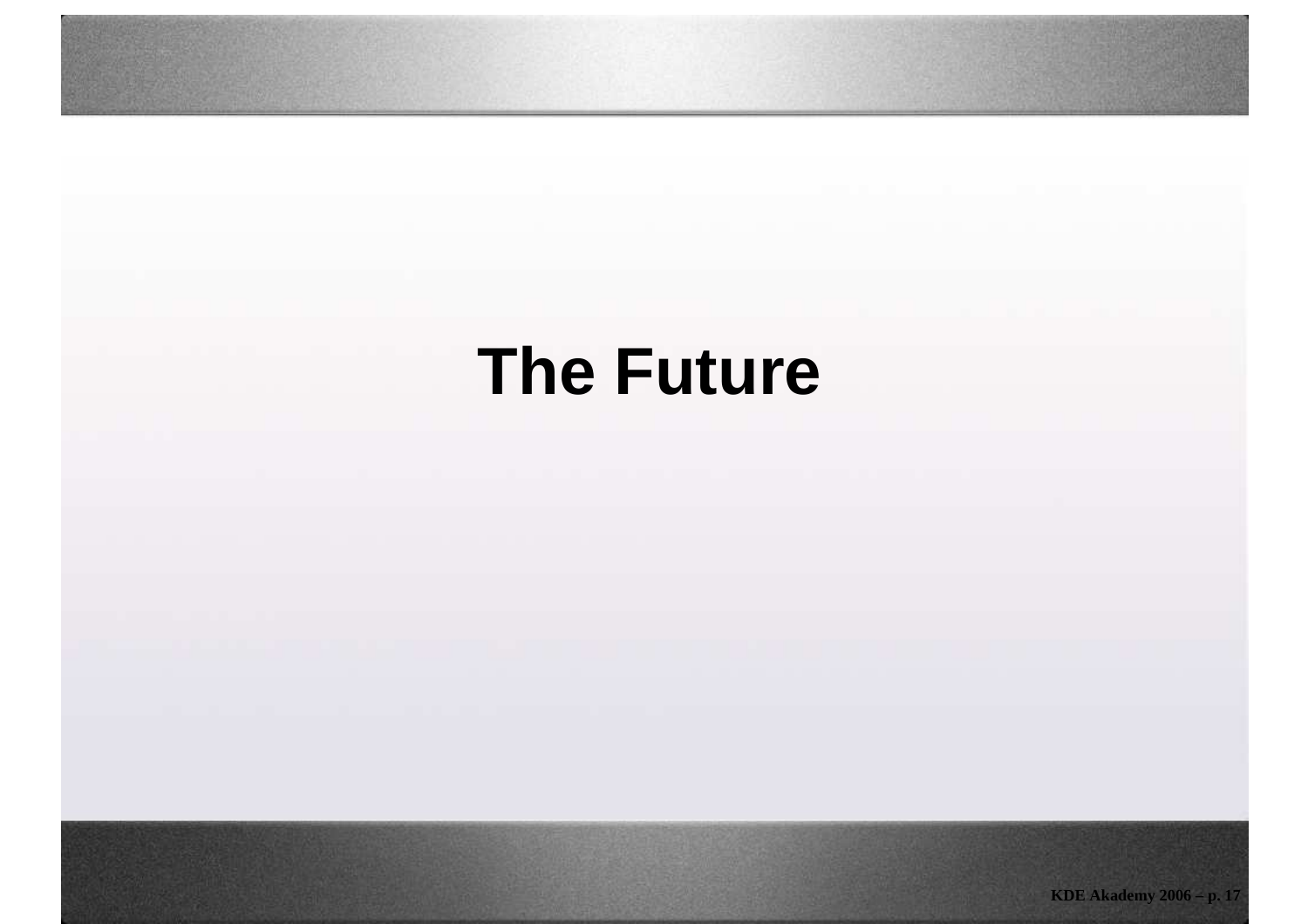# The Future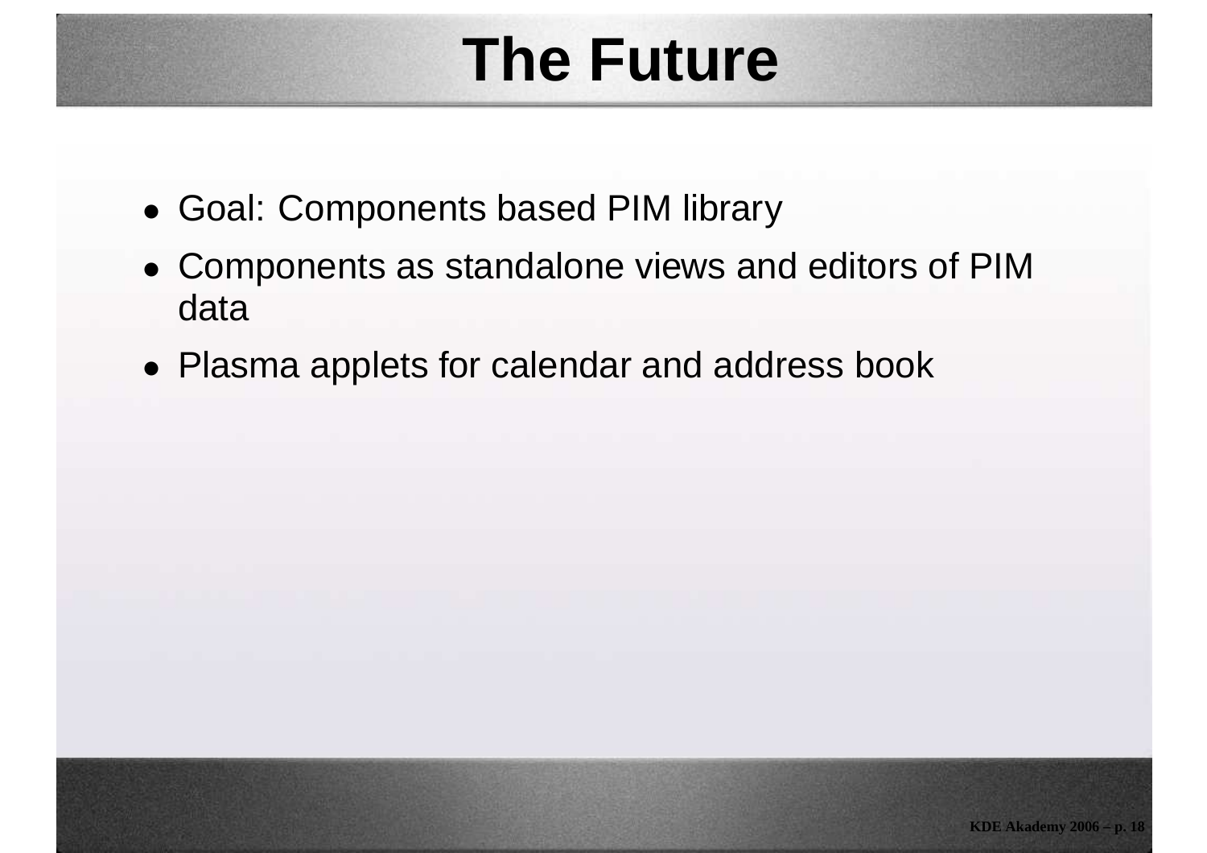# The Future

- Goal: Components based PIM library
- Components as standalone views and editors of PIM data
- Plasma applets for calendar and address book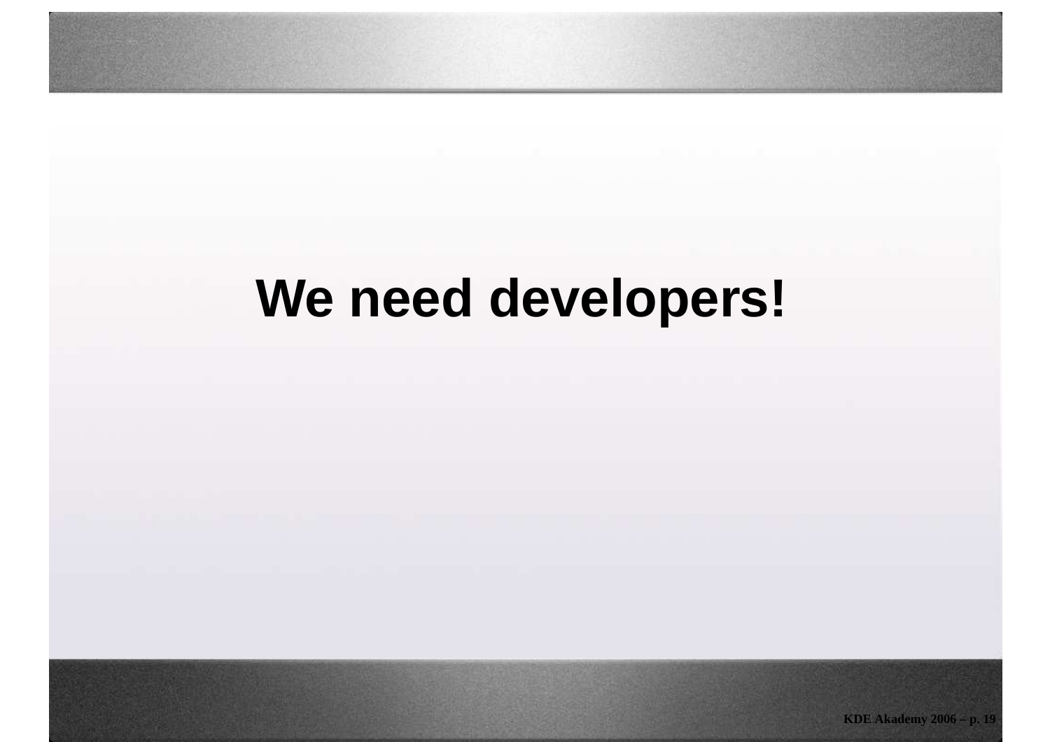# We need developers!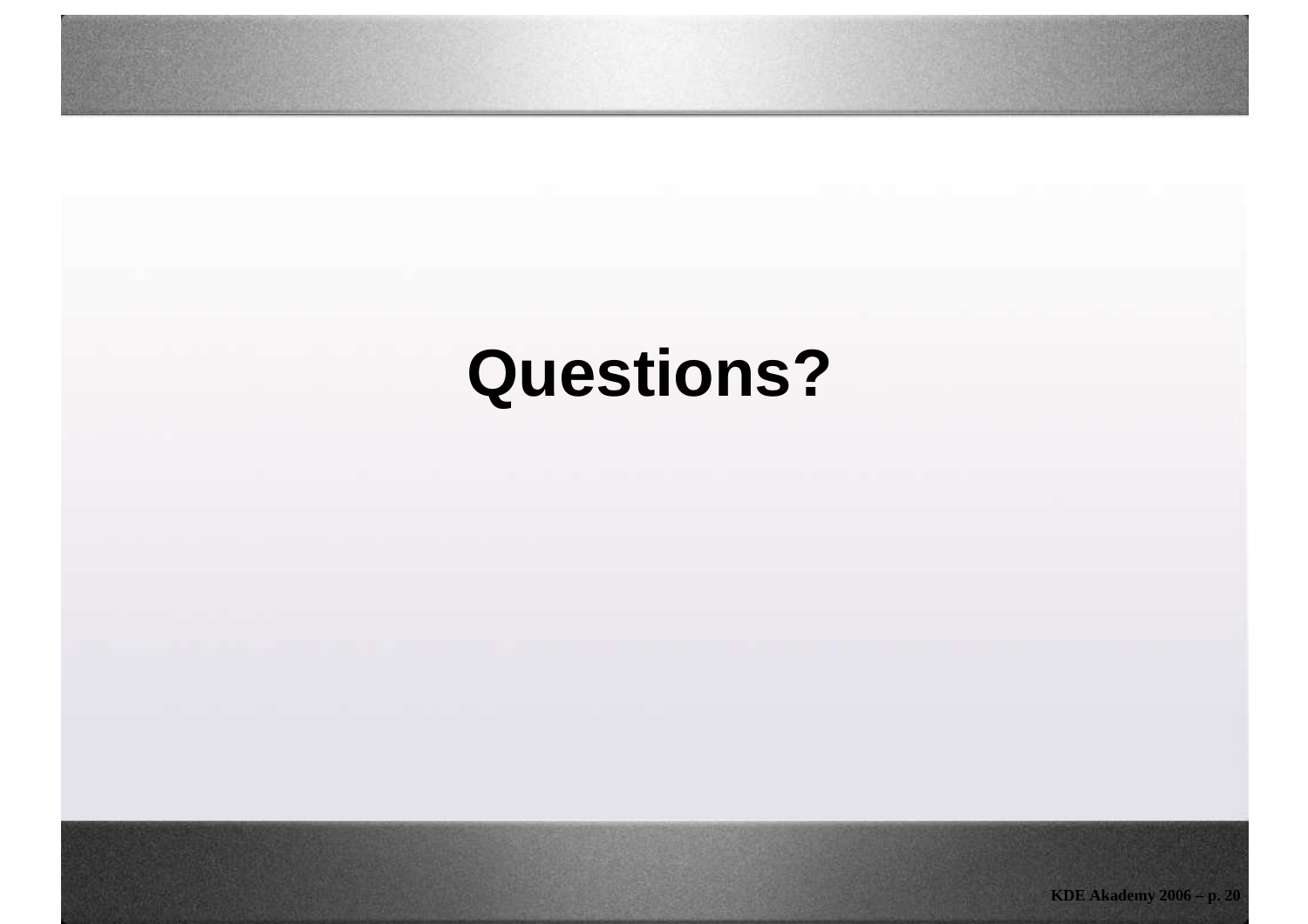# Questions?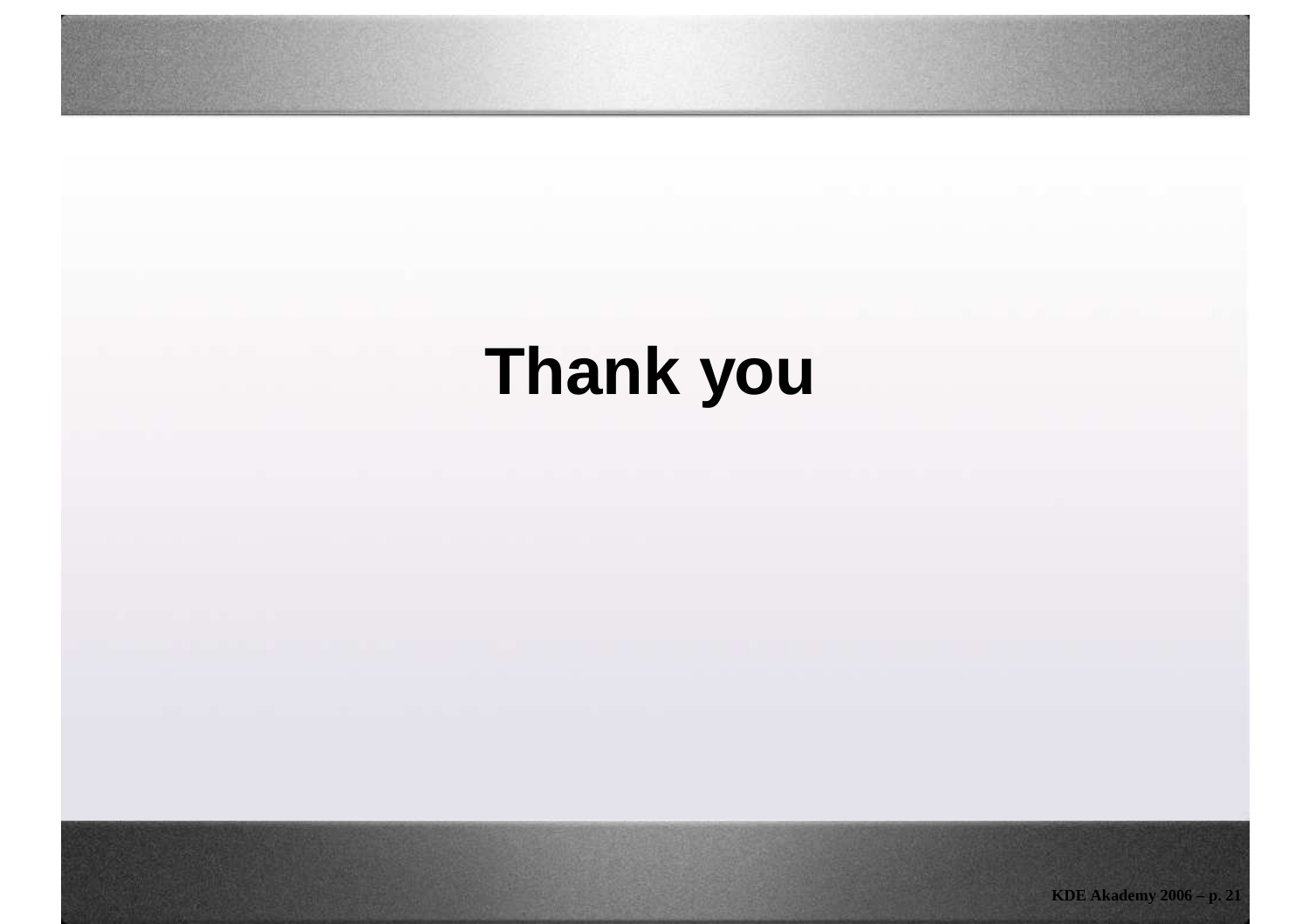# Thank you